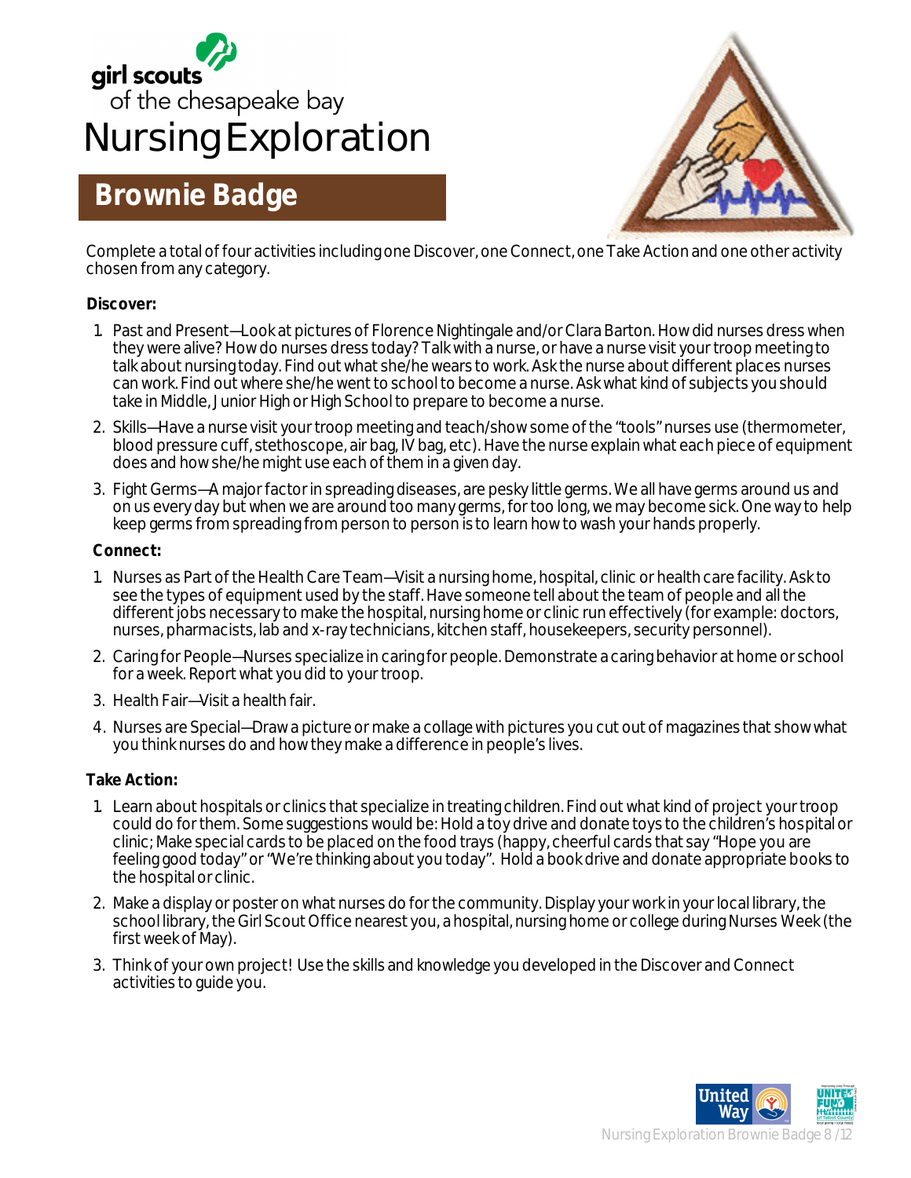girl scouts of the chesapeake bay

# Nursing Exploration

## Brownie Badge

Complete a total of four activities including one Discover, one Connect, one Take Action and one other activity chosen from any category.

**Discover:**

1. Past and Present—Look at pictures of Florence Nightingale and/or Clara Barton. How did nurses dress when they were alive? How do nurses dress today? Talk with a nurse, or have a nurse visit your troop meeting to talk about nursing today. Find out what she/he wears to work. Ask the nurse about different places nurses can work. Find out where she/he went to school to become a nurse. Ask what kind of subjects you should take in Middle, Junior High or High School to prepare to become a nurse.
2. Skills—Have a nurse visit your troop meeting and teach/show some of the "tools" nurses use (thermometer, blood pressure cuff, stethoscope, air bag, IV bag, etc). Have the nurse explain what each piece of equipment does and how she/he might use each of them in a given day.
3. Fight Germs—A major factor in spreading diseases, are pesky little germs. We all have germs around us and on us every day but when we are around too many germs, for too long, we may become sick. One way to help keep germs from spreading from person to person is to learn how to wash your hands properly.

**Connect:**

1. Nurses as Part of the Health Care Team—Visit a nursing home, hospital, clinic or health care facility. Ask to see the types of equipment used by the staff. Have someone tell about the team of people and all the different jobs necessary to make the hospital, nursing home or clinic run effectively (for example: doctors, nurses, pharmacists, lab and x-ray technicians, kitchen staff, housekeepers, security personnel).
2. Caring for People—Nurses specialize in caring for people. Demonstrate a caring behavior at home or school for a week. Report what you did to your troop.
3. Health Fair—Visit a health fair.
4. Nurses are Special—Draw a picture or make a collage with pictures you cut out of magazines that show what you think nurses do and how they make a difference in people's lives.

**Take Action:**

1. Learn about hospitals or clinics that specialize in treating children. Find out what kind of project your troop could do for them. Some suggestions would be: Hold a toy drive and donate toys to the children's hospital or clinic; Make special cards to be placed on the food trays (happy, cheerful cards that say "Hope you are feeling good today" or "We're thinking about you today". Hold a book drive and donate appropriate books to the hospital or clinic.
2. Make a display or poster on what nurses do for the community. Display your work in your local library, the school library, the Girl Scout Office nearest you, a hospital, nursing home or college during Nurses Week (the first week of May).
3. Think of your own project! Use the skills and knowledge you developed in the Discover and Connect activities to guide you.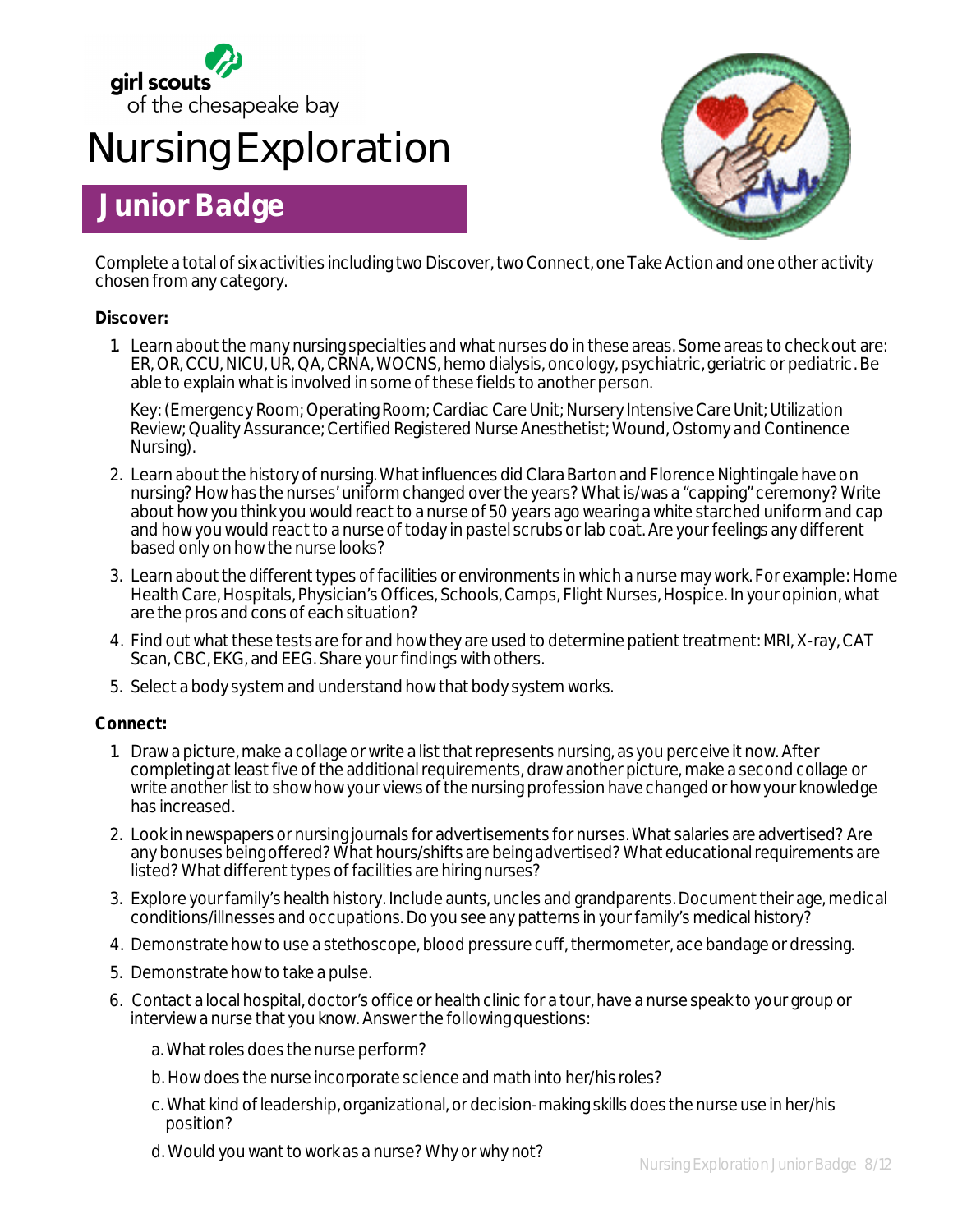girl scouts of the chesapeake bay

# Nursing Exploration

## Junior Badge

Complete a total of six activities including two Discover, two Connect, one Take Action and one other activity chosen from any category.

**Discover:**

1. Learn about the many nursing specialties and what nurses do in these areas. Some areas to check out are: ER, OR, CCU, NICU, UR, QA, CRNA, WOCNS, hemo dialysis, oncology, psychiatric, geriatric or pediatric. Be able to explain what is involved in some of these fields to another person.

   Key: (Emergency Room; Operating Room; Cardiac Care Unit; Nursery Intensive Care Unit; Utilization Review; Quality Assurance; Certified Registered Nurse Anesthetist; Wound, Ostomy and Continence Nursing).

2. Learn about the history of nursing. What influences did Clara Barton and Florence Nightingale have on nursing? How has the nurses' uniform changed over the years? What is/was a "capping" ceremony? Write about how you think you would react to a nurse of 50 years ago wearing a white starched uniform and cap and how you would react to a nurse of today in pastel scrubs or lab coat. Are your feelings any different based only on how the nurse looks?
3. Learn about the different types of facilities or environments in which a nurse may work. For example: Home Health Care, Hospitals, Physician's Offices, Schools, Camps, Flight Nurses, Hospice. In your opinion, what are the pros and cons of each situation?
4. Find out what these tests are for and how they are used to determine patient treatment: MRI, X-ray, CAT Scan, CBC, EKG, and EEG. Share your findings with others.
5. Select a body system and understand how that body system works.

**Connect:**

1. Draw a picture, make a collage or write a list that represents nursing, as you perceive it now. After completing at least five of the additional requirements, draw another picture, make a second collage or write another list to show how your views of the nursing profession have changed or how your knowledge has increased.
2. Look in newspapers or nursing journals for advertisements for nurses. What salaries are advertised? Are any bonuses being offered? What hours/shifts are being advertised? What educational requirements are listed? What different types of facilities are hiring nurses?
3. Explore your family's health history. Include aunts, uncles and grandparents. Document their age, medical conditions/illnesses and occupations. Do you see any patterns in your family's medical history?
4. Demonstrate how to use a stethoscope, blood pressure cuff, thermometer, ace bandage or dressing.
5. Demonstrate how to take a pulse.
6. Contact a local hospital, doctor's office or health clinic for a tour, have a nurse speak to your group or interview a nurse that you know. Answer the following questions:

   a. What roles does the nurse perform?

   b. How does the nurse incorporate science and math into her/his roles?

   c. What kind of leadership, organizational, or decision-making skills does the nurse use in her/his position?

   d. Would you want to work as a nurse? Why or why not?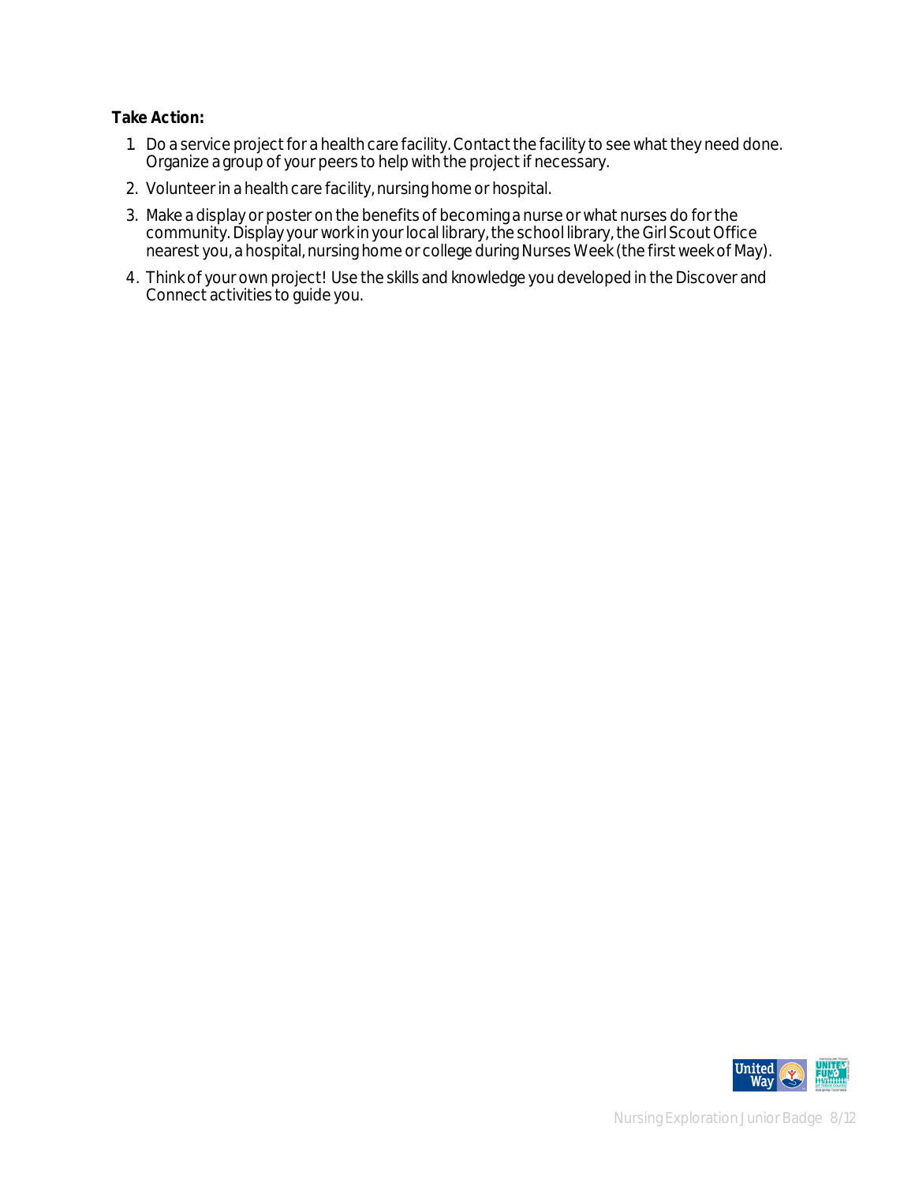**Take Action:**

1. Do a service project for a health care facility. Contact the facility to see what they need done. Organize a group of your peers to help with the project if necessary.
2. Volunteer in a health care facility, nursing home or hospital.
3. Make a display or poster on the benefits of becoming a nurse or what nurses do for the community. Display your work in your local library, the school library, the Girl Scout Office nearest you, a hospital, nursing home or college during Nurses Week (the first week of May).
4. Think of your own project! Use the skills and knowledge you developed in the Discover and Connect activities to guide you.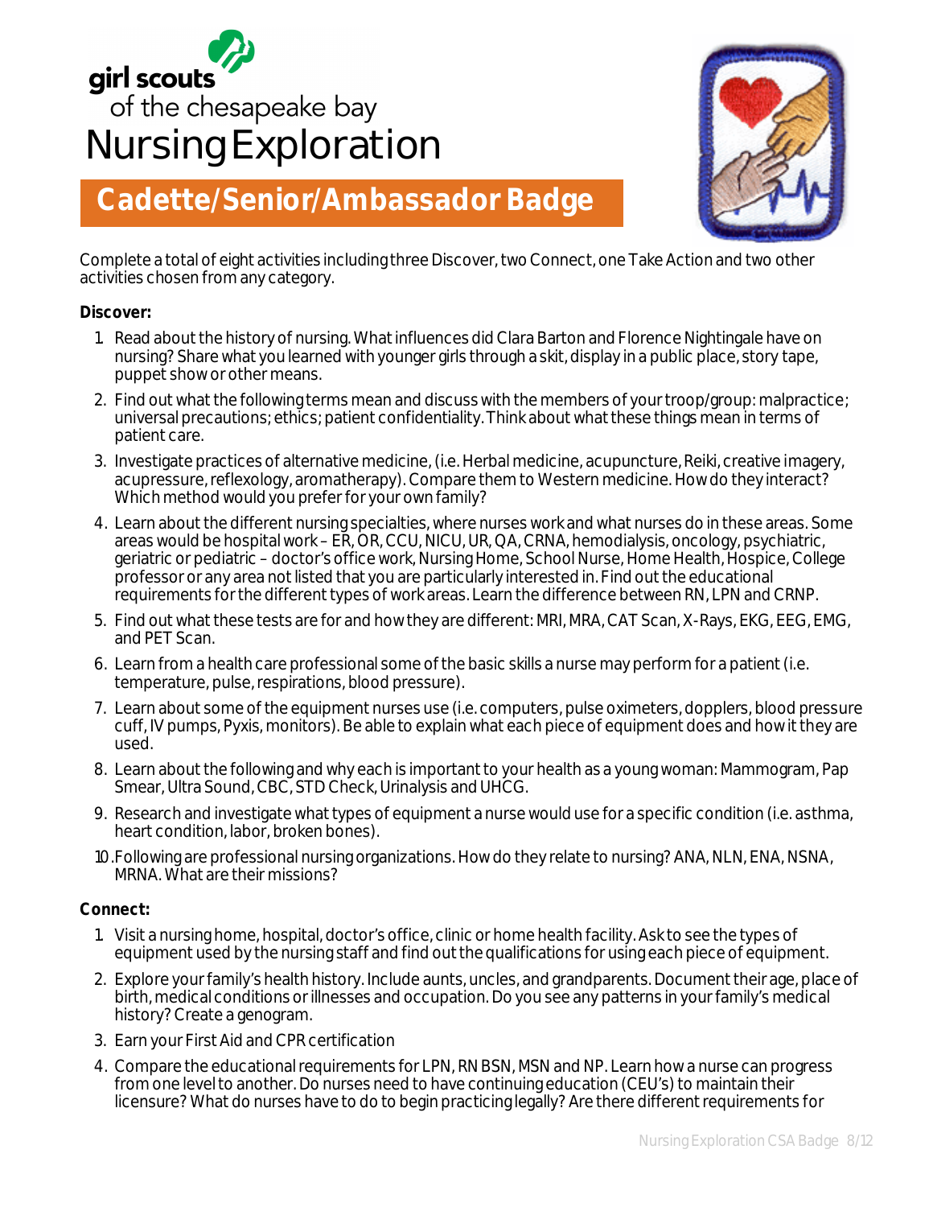girl scouts of the chesapeake bay

# Nursing Exploration

## Cadette/Senior/Ambassador Badge

Complete a total of eight activities including three Discover, two Connect, one Take Action and two other activities chosen from any category.

**Discover:**

1. Read about the history of nursing. What influences did Clara Barton and Florence Nightingale have on nursing? Share what you learned with younger girls through a skit, display in a public place, story tape, puppet show or other means.
2. Find out what the following terms mean and discuss with the members of your troop/group: malpractice; universal precautions; ethics; patient confidentiality. Think about what these things mean in terms of patient care.
3. Investigate practices of alternative medicine, (i.e. Herbal medicine, acupuncture, Reiki, creative imagery, acupressure, reflexology, aromatherapy). Compare them to Western medicine. How do they interact? Which method would you prefer for your own family?
4. Learn about the different nursing specialties, where nurses work and what nurses do in these areas. Some areas would be hospital work – ER, OR, CCU, NICU, UR, QA, CRNA, hemodialysis, oncology, psychiatric, geriatric or pediatric – doctor's office work, Nursing Home, School Nurse, Home Health, Hospice, College professor or any area not listed that you are particularly interested in. Find out the educational requirements for the different types of work areas. Learn the difference between RN, LPN and CRNP.
5. Find out what these tests are for and how they are different: MRI, MRA, CAT Scan, X-Rays, EKG, EEG, EMG, and PET Scan.
6. Learn from a health care professional some of the basic skills a nurse may perform for a patient (i.e. temperature, pulse, respirations, blood pressure).
7. Learn about some of the equipment nurses use (i.e. computers, pulse oximeters, dopplers, blood pressure cuff, IV pumps, Pyxis, monitors). Be able to explain what each piece of equipment does and how it they are used.
8. Learn about the following and why each is important to your health as a young woman: Mammogram, Pap Smear, Ultra Sound, CBC, STD Check, Urinalysis and UHCG.
9. Research and investigate what types of equipment a nurse would use for a specific condition (i.e. asthma, heart condition, labor, broken bones).
10. Following are professional nursing organizations. How do they relate to nursing? ANA, NLN, ENA, NSNA, MRNA. What are their missions?

**Connect:**

1. Visit a nursing home, hospital, doctor's office, clinic or home health facility. Ask to see the types of equipment used by the nursing staff and find out the qualifications for using each piece of equipment.
2. Explore your family's health history. Include aunts, uncles, and grandparents. Document their age, place of birth, medical conditions or illnesses and occupation. Do you see any patterns in your family's medical history? Create a genogram.
3. Earn your First Aid and CPR certification
4. Compare the educational requirements for LPN, RN BSN, MSN and NP. Learn how a nurse can progress from one level to another. Do nurses need to have continuing education (CEU's) to maintain their licensure? What do nurses have to do to begin practicing legally? Are there different requirements for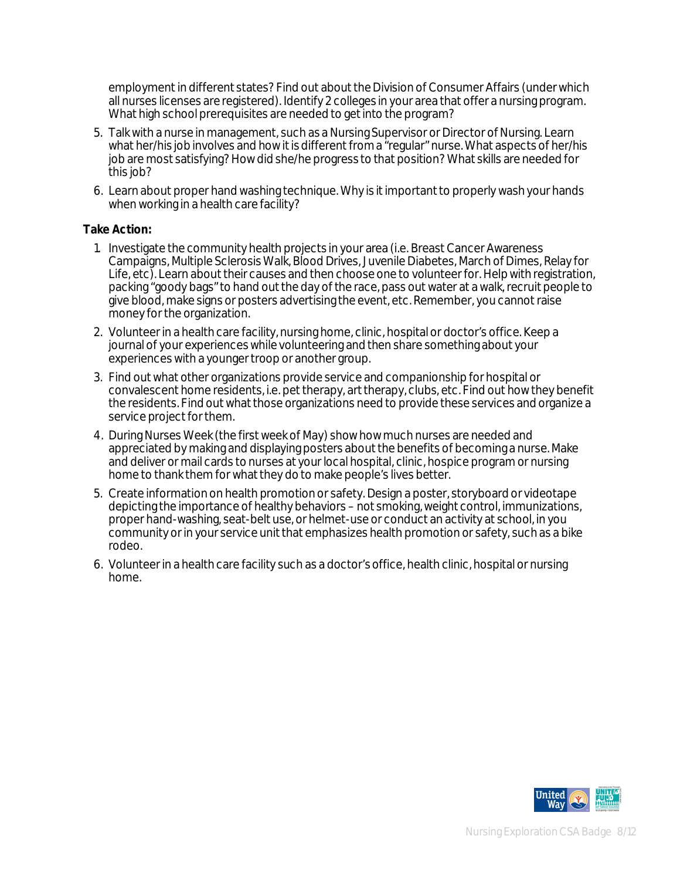employment in different states? Find out about the Division of Consumer Affairs (under which all nurses licenses are registered). Identify 2 colleges in your area that offer a nursing program. What high school prerequisites are needed to get into the program?

5. Talk with a nurse in management, such as a Nursing Supervisor or Director of Nursing. Learn what her/his job involves and how it is different from a "regular" nurse. What aspects of her/his job are most satisfying? How did she/he progress to that position? What skills are needed for this job?
6. Learn about proper hand washing technique. Why is it important to properly wash your hands when working in a health care facility?

**Take Action:**

1. Investigate the community health projects in your area (i.e. Breast Cancer Awareness Campaigns, Multiple Sclerosis Walk, Blood Drives, Juvenile Diabetes, March of Dimes, Relay for Life, etc). Learn about their causes and then choose one to volunteer for. Help with registration, packing "goody bags" to hand out the day of the race, pass out water at a walk, recruit people to give blood, make signs or posters advertising the event, etc. Remember, you cannot raise money for the organization.
2. Volunteer in a health care facility, nursing home, clinic, hospital or doctor's office. Keep a journal of your experiences while volunteering and then share something about your experiences with a younger troop or another group.
3. Find out what other organizations provide service and companionship for hospital or convalescent home residents, i.e. pet therapy, art therapy, clubs, etc. Find out how they benefit the residents. Find out what those organizations need to provide these services and organize a service project for them.
4. During Nurses Week (the first week of May) show how much nurses are needed and appreciated by making and displaying posters about the benefits of becoming a nurse. Make and deliver or mail cards to nurses at your local hospital, clinic, hospice program or nursing home to thank them for what they do to make people's lives better.
5. Create information on health promotion or safety. Design a poster, storyboard or videotape depicting the importance of healthy behaviors – not smoking, weight control, immunizations, proper hand-washing, seat-belt use, or helmet-use or conduct an activity at school, in you community or in your service unit that emphasizes health promotion or safety, such as a bike rodeo.
6. Volunteer in a health care facility such as a doctor's office, health clinic, hospital or nursing home.